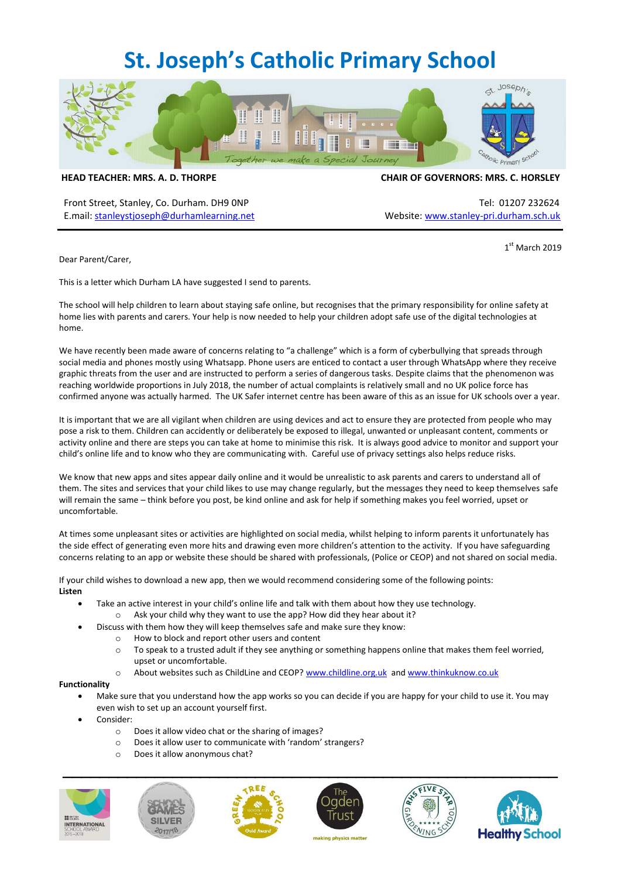# St. Joseph's Catholic Primary School

**HEAD TEACHER: MRS. A. D. THORPE** | **CHAIR OF GOVERNORS: MRS. C. HORSLEY**

Front Street, Stanley, Co. Durham. DH9 0NP
E.mail: stanleystjoseph@durhamlearning.net

Tel: 01207 232624
Website: www.stanley-pri.durham.sch.uk

1st March 2019

Dear Parent/Carer,

This is a letter which Durham LA have suggested I send to parents.

The school will help children to learn about staying safe online, but recognises that the primary responsibility for online safety at home lies with parents and carers. Your help is now needed to help your children adopt safe use of the digital technologies at home.

We have recently been made aware of concerns relating to "a challenge" which is a form of cyberbullying that spreads through social media and phones mostly using Whatsapp. Phone users are enticed to contact a user through WhatsApp where they receive graphic threats from the user and are instructed to perform a series of dangerous tasks. Despite claims that the phenomenon was reaching worldwide proportions in July 2018, the number of actual complaints is relatively small and no UK police force has confirmed anyone was actually harmed. The UK Safer internet centre has been aware of this as an issue for UK schools over a year.

It is important that we are all vigilant when children are using devices and act to ensure they are protected from people who may pose a risk to them. Children can accidently or deliberately be exposed to illegal, unwanted or unpleasant content, comments or activity online and there are steps you can take at home to minimise this risk. It is always good advice to monitor and support your child's online life and to know who they are communicating with. Careful use of privacy settings also helps reduce risks.

We know that new apps and sites appear daily online and it would be unrealistic to ask parents and carers to understand all of them. The sites and services that your child likes to use may change regularly, but the messages they need to keep themselves safe will remain the same – think before you post, be kind online and ask for help if something makes you feel worried, upset or uncomfortable.

At times some unpleasant sites or activities are highlighted on social media, whilst helping to inform parents it unfortunately has the side effect of generating even more hits and drawing even more children's attention to the activity. If you have safeguarding concerns relating to an app or website these should be shared with professionals, (Police or CEOP) and not shared on social media.

If your child wishes to download a new app, then we would recommend considering some of the following points:

**Listen**

- Take an active interest in your child's online life and talk with them about how they use technology.
  - Ask your child why they want to use the app? How did they hear about it?
- Discuss with them how they will keep themselves safe and make sure they know:
  - How to block and report other users and content
  - To speak to a trusted adult if they see anything or something happens online that makes them feel worried, upset or uncomfortable.
  - About websites such as ChildLine and CEOP? www.childline.org.uk and www.thinkuknow.co.uk

**Functionality**

- Make sure that you understand how the app works so you can decide if you are happy for your child to use it. You may even wish to set up an account yourself first.
- Consider:
  - Does it allow video chat or the sharing of images?
  - Does it allow user to communicate with 'random' strangers?
  - Does it allow anonymous chat?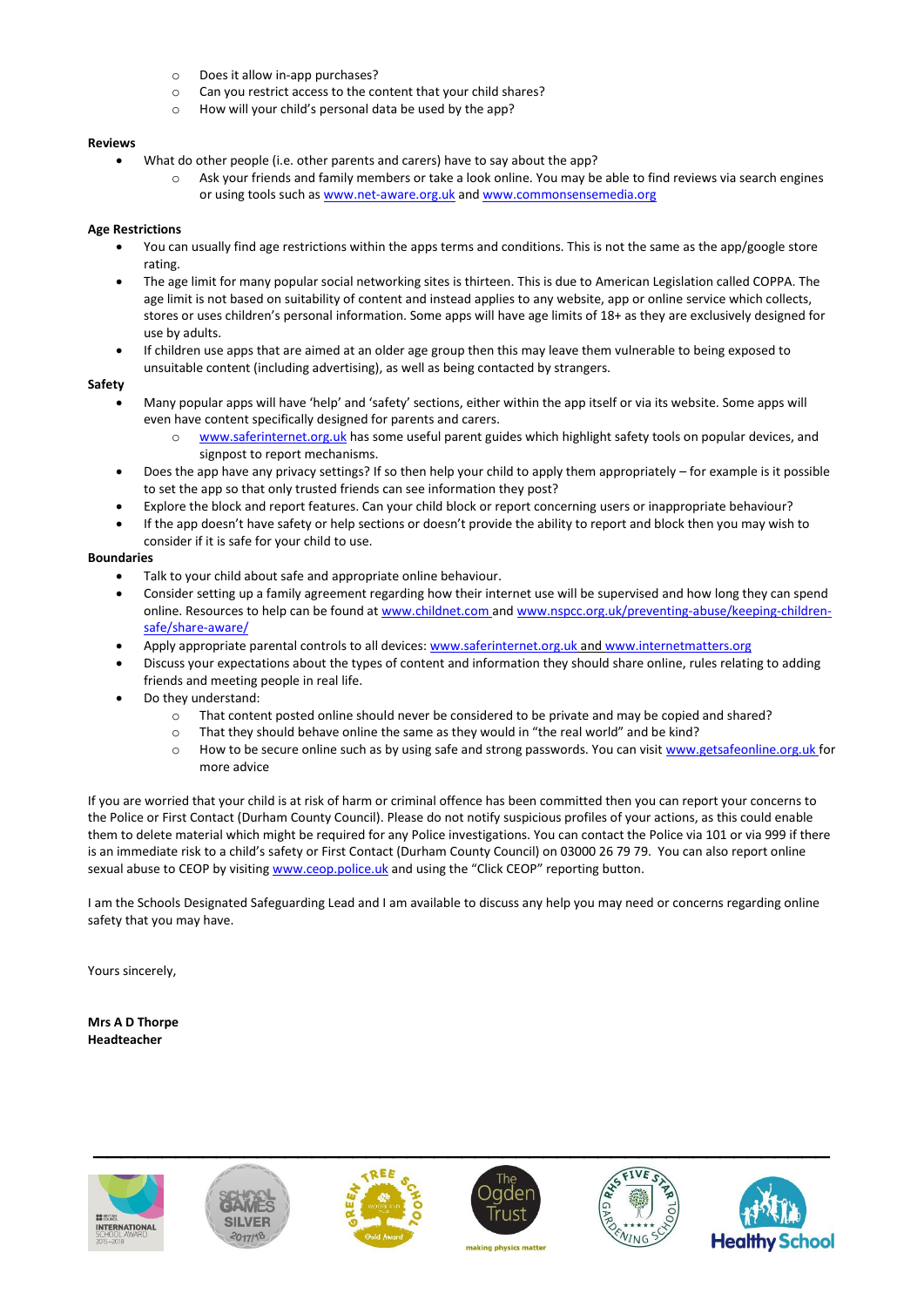- Does it allow in-app purchases?
- Can you restrict access to the content that your child shares?
- How will your child's personal data be used by the app?

**Reviews**

- What do other people (i.e. other parents and carers) have to say about the app?
  - Ask your friends and family members or take a look online. You may be able to find reviews via search engines or using tools such as www.net-aware.org.uk and www.commonsensemedia.org

**Age Restrictions**

- You can usually find age restrictions within the apps terms and conditions. This is not the same as the app/google store rating.
- The age limit for many popular social networking sites is thirteen. This is due to American Legislation called COPPA. The age limit is not based on suitability of content and instead applies to any website, app or online service which collects, stores or uses children's personal information. Some apps will have age limits of 18+ as they are exclusively designed for use by adults.
- If children use apps that are aimed at an older age group then this may leave them vulnerable to being exposed to unsuitable content (including advertising), as well as being contacted by strangers.

**Safety**

- Many popular apps will have 'help' and 'safety' sections, either within the app itself or via its website. Some apps will even have content specifically designed for parents and carers.
  - www.saferinternet.org.uk has some useful parent guides which highlight safety tools on popular devices, and signpost to report mechanisms.
- Does the app have any privacy settings? If so then help your child to apply them appropriately – for example is it possible to set the app so that only trusted friends can see information they post?
- Explore the block and report features. Can your child block or report concerning users or inappropriate behaviour?
- If the app doesn't have safety or help sections or doesn't provide the ability to report and block then you may wish to consider if it is safe for your child to use.

**Boundaries**

- Talk to your child about safe and appropriate online behaviour.
- Consider setting up a family agreement regarding how their internet use will be supervised and how long they can spend online. Resources to help can be found at www.childnet.com and www.nspcc.org.uk/preventing-abuse/keeping-children-safe/share-aware/
- Apply appropriate parental controls to all devices: www.saferinternet.org.uk and www.internetmatters.org
- Discuss your expectations about the types of content and information they should share online, rules relating to adding friends and meeting people in real life.
- Do they understand:
  - That content posted online should never be considered to be private and may be copied and shared?
  - That they should behave online the same as they would in "the real world" and be kind?
  - How to be secure online such as by using safe and strong passwords. You can visit www.getsafeonline.org.uk for more advice

If you are worried that your child is at risk of harm or criminal offence has been committed then you can report your concerns to the Police or First Contact (Durham County Council). Please do not notify suspicious profiles of your actions, as this could enable them to delete material which might be required for any Police investigations. You can contact the Police via 101 or via 999 if there is an immediate risk to a child's safety or First Contact (Durham County Council) on 03000 26 79 79. You can also report online sexual abuse to CEOP by visiting www.ceop.police.uk and using the "Click CEOP" reporting button.

I am the Schools Designated Safeguarding Lead and I am available to discuss any help you may need or concerns regarding online safety that you may have.

Yours sincerely,

**Mrs A D Thorpe**
**Headteacher**